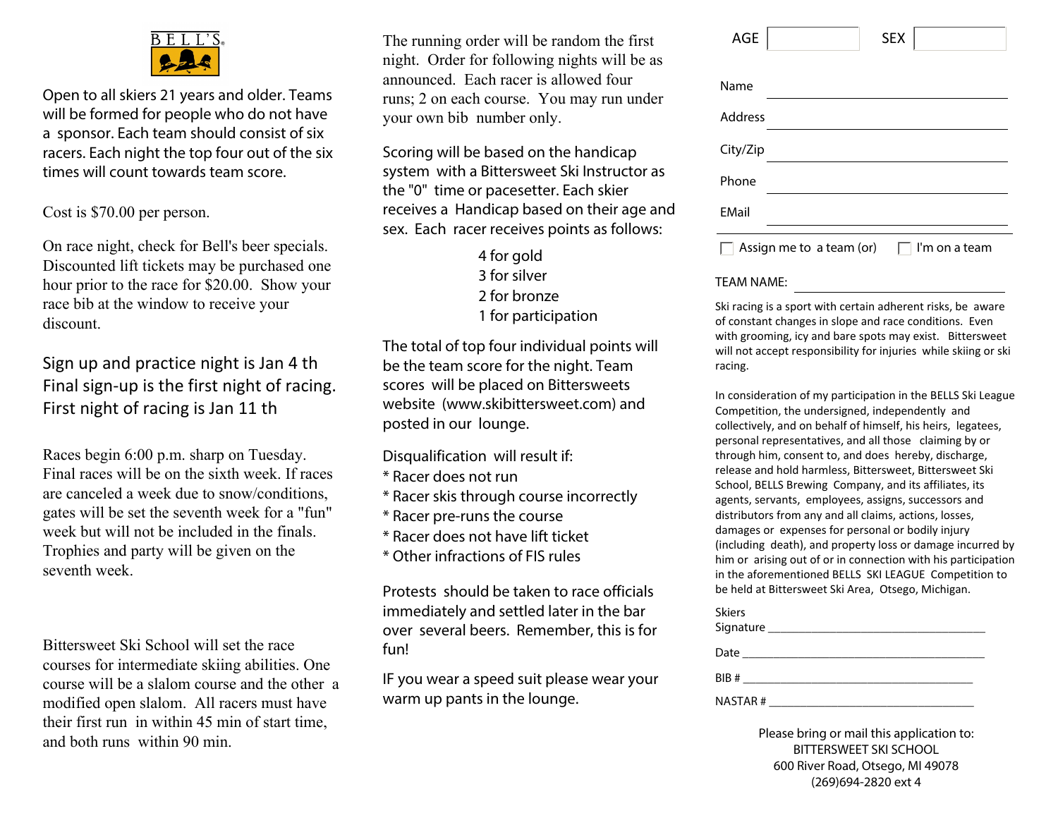BELL'S

Open to all skiers 21 years and older. Teams will be formed for people who do not have a sponsor. Each team should consist of six racers. Each night the top four out of the six times will count towards team score.

Cost is $70.00 per person.

On race night, check for Bell's beer specials. Discounted lift tickets may be purchased one hour prior to the race for $20.00. Show your race bib at the window to receive your discount.

Sign up and practice night is Jan 4 th
Final sign-up is the first night of racing.
First night of racing is Jan 11 th

Races begin 6:00 p.m. sharp on Tuesday. Final races will be on the sixth week. If races are canceled a week due to snow/conditions, gates will be set the seventh week for a "fun" week but will not be included in the finals. Trophies and party will be given on the seventh week.

Bittersweet Ski School will set the race courses for intermediate skiing abilities. One course will be a slalom course and the other a modified open slalom. All racers must have their first run in within 45 min of start time, and both runs within 90 min.

The running order will be random the first night. Order for following nights will be as announced. Each racer is allowed four runs; 2 on each course. You may run under your own bib number only.

Scoring will be based on the handicap system with a Bittersweet Ski Instructor as the "0" time or pacesetter. Each skier receives a Handicap based on their age and sex. Each racer receives points as follows:

4 for gold
3 for silver
2 for bronze
1 for participation

The total of top four individual points will be the team score for the night. Team scores will be placed on Bittersweets website (www.skibittersweet.com) and posted in our lounge.

Disqualification will result if:
* Racer does not run
* Racer skis through course incorrectly
* Racer pre-runs the course
* Racer does not have lift ticket
* Other infractions of FIS rules

Protests should be taken to race officials immediately and settled later in the bar over several beers. Remember, this is for fun!

IF you wear a speed suit please wear your warm up pants in the lounge.

AGE ____ SEX ____

Name ____________________

Address ____________________

City/Zip ____________________

Phone ____________________

EMail ____________________

☐ Assign me to a team (or) ☐ I'm on a team

TEAM NAME: ____________________

Ski racing is a sport with certain adherent risks, be aware of constant changes in slope and race conditions. Even with grooming, icy and bare spots may exist. Bittersweet will not accept responsibility for injuries while skiing or ski racing.

In consideration of my participation in the BELLS Ski League Competition, the undersigned, independently and collectively, and on behalf of himself, his heirs, legatees, personal representatives, and all those claiming by or through him, consent to, and does hereby, discharge, release and hold harmless, Bittersweet, Bittersweet Ski School, BELLS Brewing Company, and its affiliates, its agents, servants, employees, assigns, successors and distributors from any and all claims, actions, losses, damages or expenses for personal or bodily injury (including death), and property loss or damage incurred by him or arising out of or in connection with his participation in the aforementioned BELLS SKI LEAGUE Competition to be held at Bittersweet Ski Area, Otsego, Michigan.

Skiers Signature ____________________

Date ____________________

BIB # ____________________

NASTAR # ____________________

Please bring or mail this application to:
BITTERSWEET SKI SCHOOL
600 River Road, Otsego, MI 49078
(269)694-2820 ext 4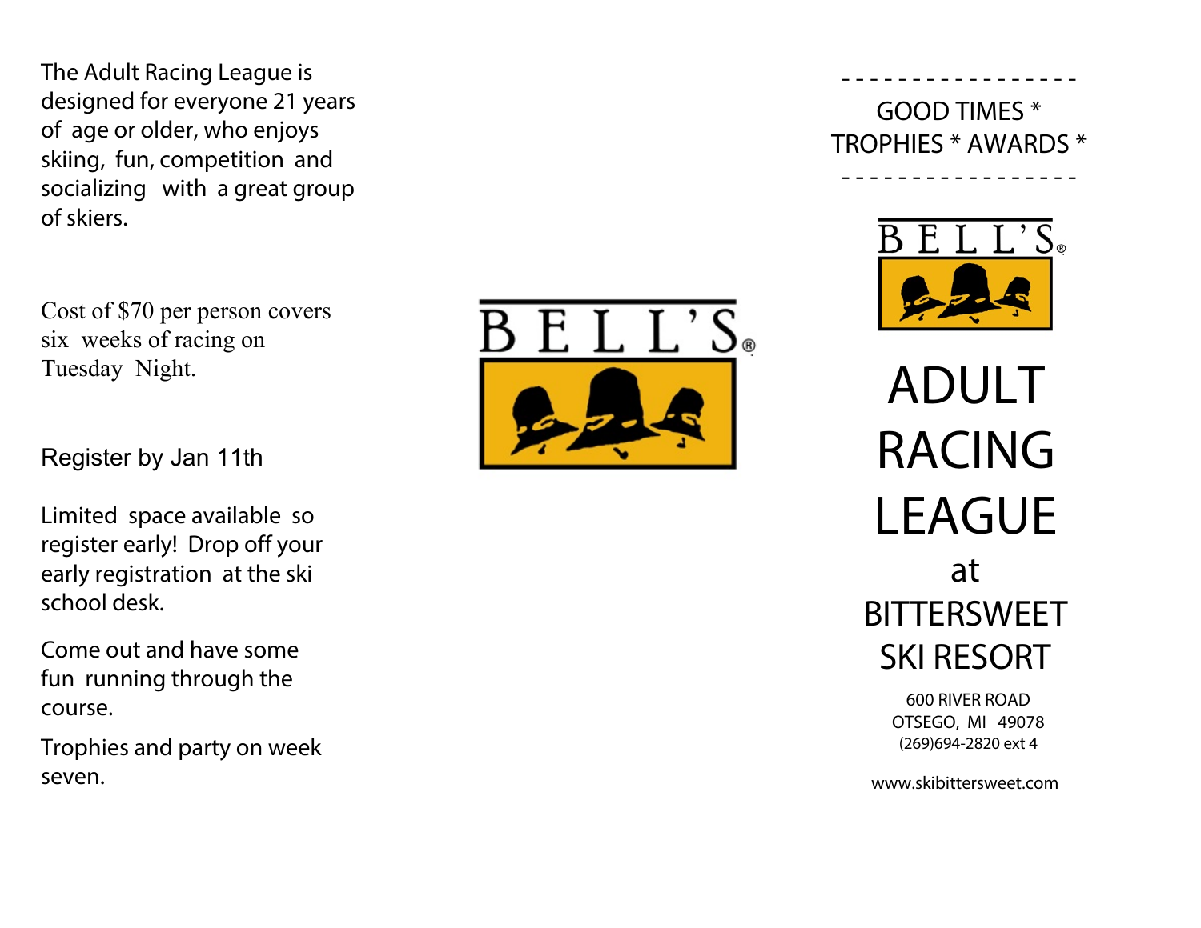The Adult Racing League is designed for everyone 21 years of age or older, who enjoys skiing, fun, competition and socializing with a great group of skiers.

Cost of $70 per person covers six weeks of racing on Tuesday Night.

Register by Jan 11th

Limited space available so register early! Drop off your early registration at the ski school desk.

Come out and have some fun running through the course.

Trophies and party on week seven.

BELL'S®

- - - - - - - - - - - - - - - - -

GOOD TIMES *
TROPHIES * AWARDS *

- - - - - - - - - - - - - - - - -

BELL'S®

# ADULT RACING LEAGUE

## at BITTERSWEET SKI RESORT

600 RIVER ROAD
OTSEGO, MI 49078
(269)694-2820 ext 4

www.skibittersweet.com